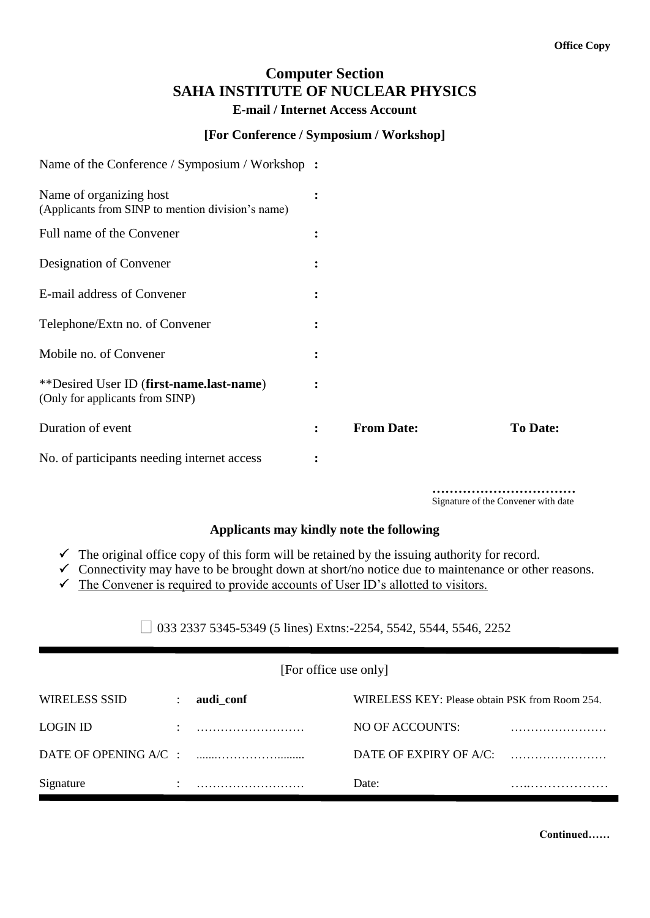**Office Copy**

# Computer Section
# SAHA INSTITUTE OF NUCLEAR PHYSICS
## E-mail / Internet Access Account

### [For Conference / Symposium / Workshop]

| | | | |
|---|---|---|---|
| Name of the Conference / Symposium / Workshop | **:** | | |
| Name of organizing host<br>(Applicants from SINP to mention division's name) | **:** | | |
| Full name of the Convener | **:** | | |
| Designation of Convener | **:** | | |
| E-mail address of Convener | **:** | | |
| Telephone/Extn no. of Convener | **:** | | |
| Mobile no. of Convener | **:** | | |
| **Desired User ID (**first-name.last-name**)<br>(Only for applicants from SINP) | **:** | | |
| Duration of event | **:** | **From Date:** | **To Date:** |
| No. of participants needing internet access | **:** | | |

**……………………………**
Signature of the Convener with date

### Applicants may kindly note the following

- ✓ The original office copy of this form will be retained by the issuing authority for record.
- ✓ Connectivity may have to be brought down at short/no notice due to maintenance or other reasons.
- ✓ The Convener is required to provide accounts of User ID's allotted to visitors.

☐ 033 2337 5345-5349 (5 lines) Extns:-2254, 5542, 5544, 5546, 2252

[For office use only]

| | | | | |
|---|---|---|---|---|
| WIRELESS SSID | : | **audi_conf** | WIRELESS KEY: Please obtain PSK from Room 254. | |
| LOGIN ID | : | ……………………… | NO OF ACCOUNTS: | …………………… |
| DATE OF OPENING A/C | : | ……………………… | DATE OF EXPIRY OF A/C: | …………………… |
| Signature | : | ……………………… | Date: | …………………… |

**Continued……**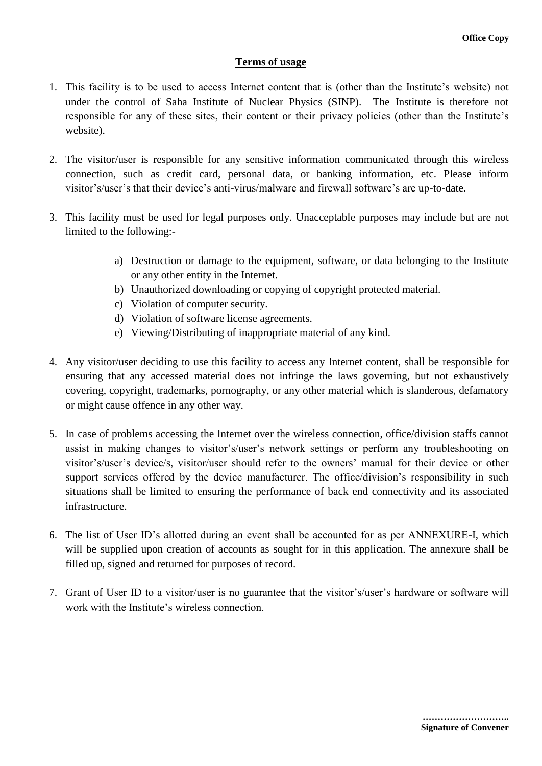**Office Copy**

## Terms of usage

1. This facility is to be used to access Internet content that is (other than the Institute's website) not under the control of Saha Institute of Nuclear Physics (SINP). The Institute is therefore not responsible for any of these sites, their content or their privacy policies (other than the Institute's website).

2. The visitor/user is responsible for any sensitive information communicated through this wireless connection, such as credit card, personal data, or banking information, etc. Please inform visitor's/user's that their device's anti-virus/malware and firewall software's are up-to-date.

3. This facility must be used for legal purposes only. Unacceptable purposes may include but are not limited to the following:-

   a) Destruction or damage to the equipment, software, or data belonging to the Institute or any other entity in the Internet.
   b) Unauthorized downloading or copying of copyright protected material.
   c) Violation of computer security.
   d) Violation of software license agreements.
   e) Viewing/Distributing of inappropriate material of any kind.

4. Any visitor/user deciding to use this facility to access any Internet content, shall be responsible for ensuring that any accessed material does not infringe the laws governing, but not exhaustively covering, copyright, trademarks, pornography, or any other material which is slanderous, defamatory or might cause offence in any other way.

5. In case of problems accessing the Internet over the wireless connection, office/division staffs cannot assist in making changes to visitor's/user's network settings or perform any troubleshooting on visitor's/user's device/s, visitor/user should refer to the owners' manual for their device or other support services offered by the device manufacturer. The office/division's responsibility in such situations shall be limited to ensuring the performance of back end connectivity and its associated infrastructure.

6. The list of User ID's allotted during an event shall be accounted for as per ANNEXURE-I, which will be supplied upon creation of accounts as sought for in this application. The annexure shall be filled up, signed and returned for purposes of record.

7. Grant of User ID to a visitor/user is no guarantee that the visitor's/user's hardware or software will work with the Institute's wireless connection.

**………………………..**
**Signature of Convener**